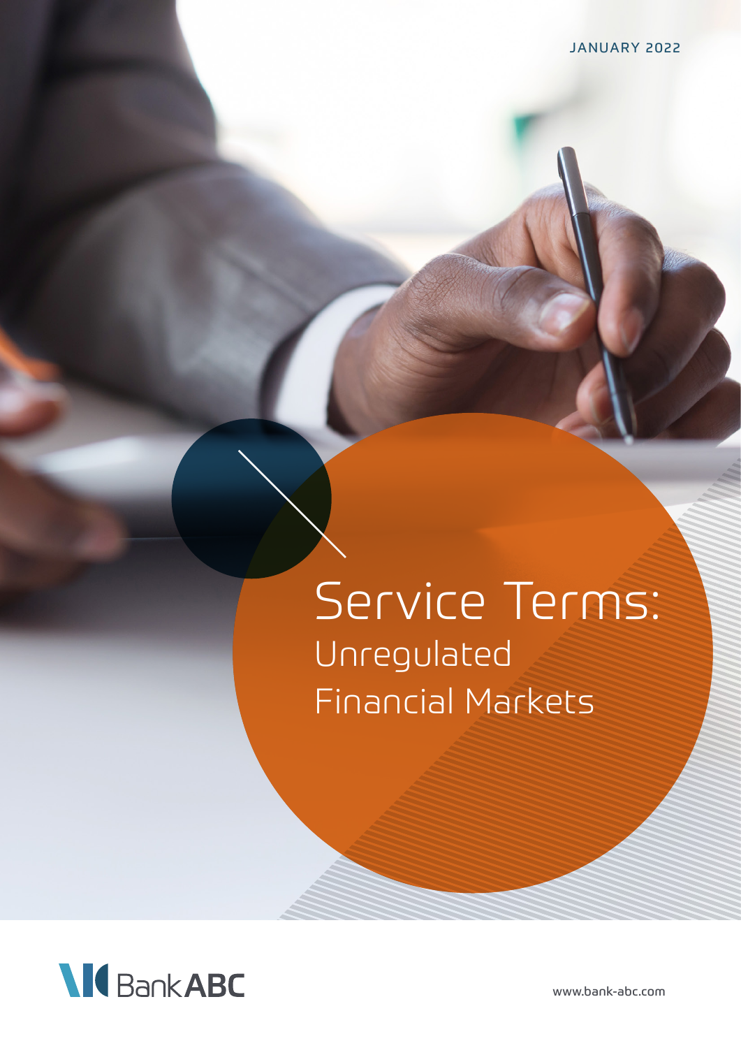JANUARY 2022

# Service Terms:

## Unregulated Financial Markets

Bank ABC

www.bank-abc.com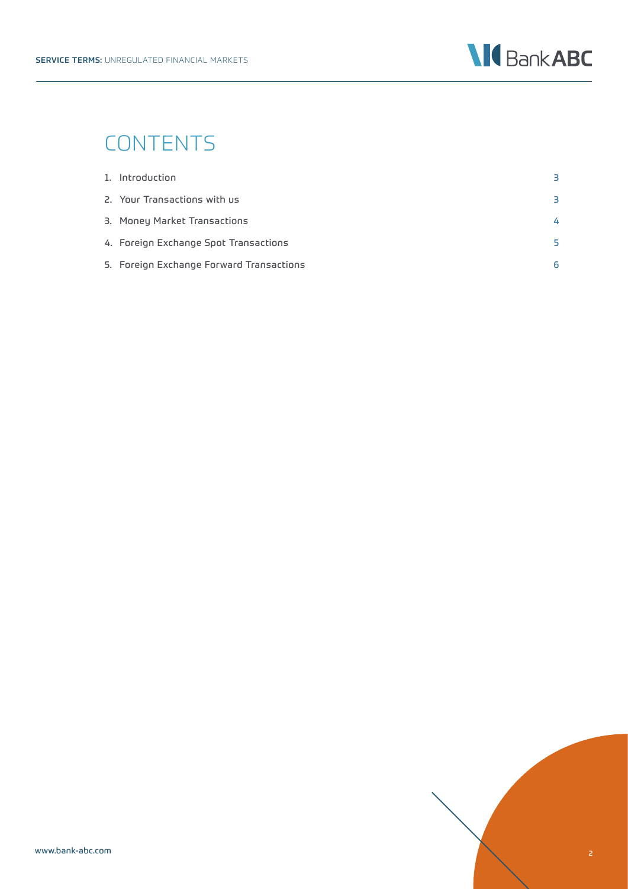# CONTENTS

| | |
|---|---|
| 1. Introduction | 3 |
| 2. Your Transactions with us | 3 |
| 3. Money Market Transactions | 4 |
| 4. Foreign Exchange Spot Transactions | 5 |
| 5. Foreign Exchange Forward Transactions | 6 |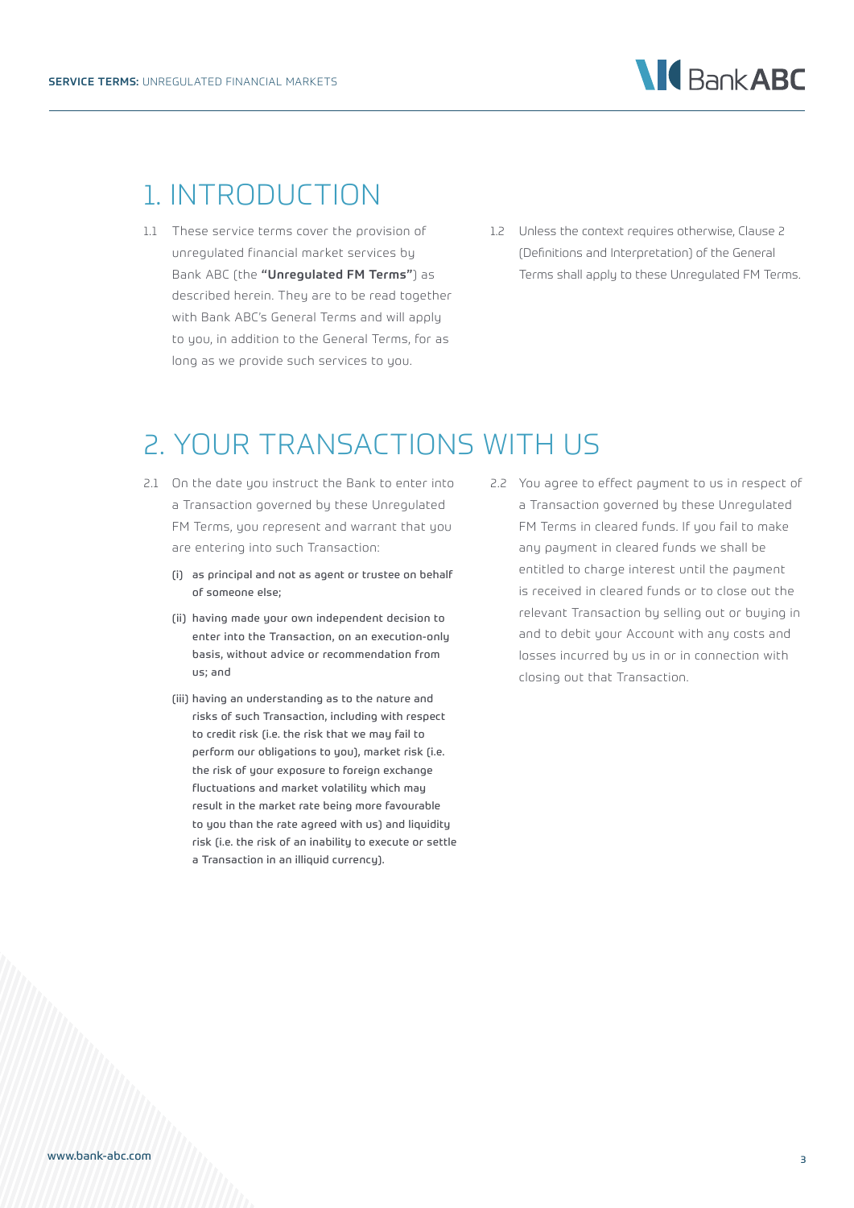# 1. INTRODUCTION

1.1 These service terms cover the provision of unregulated financial market services by Bank ABC (the **"Unregulated FM Terms"**) as described herein. They are to be read together with Bank ABC's General Terms and will apply to you, in addition to the General Terms, for as long as we provide such services to you.

1.2 Unless the context requires otherwise, Clause 2 (Definitions and Interpretation) of the General Terms shall apply to these Unregulated FM Terms.

# 2. YOUR TRANSACTIONS WITH US

2.1 On the date you instruct the Bank to enter into a Transaction governed by these Unregulated FM Terms, you represent and warrant that you are entering into such Transaction:

(i) as principal and not as agent or trustee on behalf of someone else;

(ii) having made your own independent decision to enter into the Transaction, on an execution-only basis, without advice or recommendation from us; and

(iii) having an understanding as to the nature and risks of such Transaction, including with respect to credit risk (i.e. the risk that we may fail to perform our obligations to you), market risk (i.e. the risk of your exposure to foreign exchange fluctuations and market volatility which may result in the market rate being more favourable to you than the rate agreed with us) and liquidity risk (i.e. the risk of an inability to execute or settle a Transaction in an illiquid currency).

2.2 You agree to effect payment to us in respect of a Transaction governed by these Unregulated FM Terms in cleared funds. If you fail to make any payment in cleared funds we shall be entitled to charge interest until the payment is received in cleared funds or to close out the relevant Transaction by selling out or buying in and to debit your Account with any costs and losses incurred by us in or in connection with closing out that Transaction.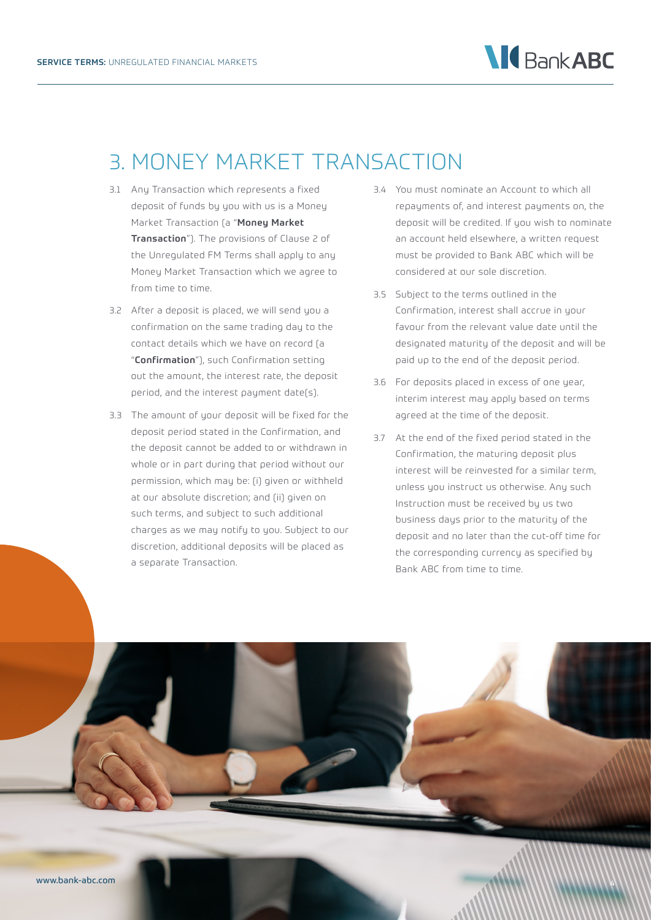# 3. MONEY MARKET TRANSACTION

3.1 Any Transaction which represents a fixed deposit of funds by you with us is a Money Market Transaction (a "**Money Market Transaction**"). The provisions of Clause 2 of the Unregulated FM Terms shall apply to any Money Market Transaction which we agree to from time to time.

3.2 After a deposit is placed, we will send you a confirmation on the same trading day to the contact details which we have on record (a "**Confirmation**"), such Confirmation setting out the amount, the interest rate, the deposit period, and the interest payment date(s).

3.3 The amount of your deposit will be fixed for the deposit period stated in the Confirmation, and the deposit cannot be added to or withdrawn in whole or in part during that period without our permission, which may be: (i) given or withheld at our absolute discretion; and (ii) given on such terms, and subject to such additional charges as we may notify to you. Subject to our discretion, additional deposits will be placed as a separate Transaction.

3.4 You must nominate an Account to which all repayments of, and interest payments on, the deposit will be credited. If you wish to nominate an account held elsewhere, a written request must be provided to Bank ABC which will be considered at our sole discretion.

3.5 Subject to the terms outlined in the Confirmation, interest shall accrue in your favour from the relevant value date until the designated maturity of the deposit and will be paid up to the end of the deposit period.

3.6 For deposits placed in excess of one year, interim interest may apply based on terms agreed at the time of the deposit.

3.7 At the end of the fixed period stated in the Confirmation, the maturing deposit plus interest will be reinvested for a similar term, unless you instruct us otherwise. Any such Instruction must be received by us two business days prior to the maturity of the deposit and no later than the cut-off time for the corresponding currency as specified by Bank ABC from time to time.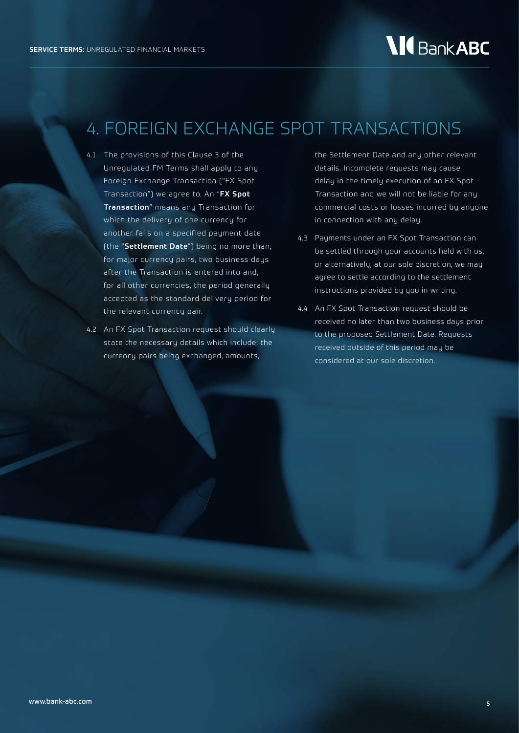# 4. FOREIGN EXCHANGE SPOT TRANSACTIONS

4.1 The provisions of this Clause 3 of the Unregulated FM Terms shall apply to any Foreign Exchange Transaction ("FX Spot Transaction") we agree to. An "**FX Spot Transaction**" means any Transaction for which the delivery of one currency for another falls on a specified payment date (the "**Settlement Date**") being no more than, for major currency pairs, two business days after the Transaction is entered into and, for all other currencies, the period generally accepted as the standard delivery period for the relevant currency pair.

4.2 An FX Spot Transaction request should clearly state the necessary details which include: the currency pairs being exchanged, amounts, the Settlement Date and any other relevant details. Incomplete requests may cause delay in the timely execution of an FX Spot Transaction and we will not be liable for any commercial costs or losses incurred by anyone in connection with any delay.

4.3 Payments under an FX Spot Transaction can be settled through your accounts held with us, or alternatively, at our sole discretion, we may agree to settle according to the settlement instructions provided by you in writing.

4.4 An FX Spot Transaction request should be received no later than two business days prior to the proposed Settlement Date. Requests received outside of this period may be considered at our sole discretion.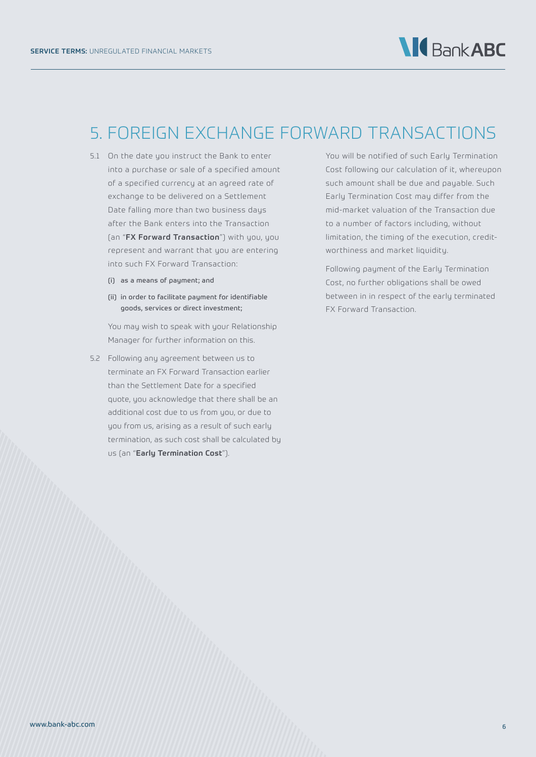# 5. FOREIGN EXCHANGE FORWARD TRANSACTIONS

5.1 On the date you instruct the Bank to enter into a purchase or sale of a specified amount of a specified currency at an agreed rate of exchange to be delivered on a Settlement Date falling more than two business days after the Bank enters into the Transaction (an "**FX Forward Transaction**") with you, you represent and warrant that you are entering into such FX Forward Transaction:

(i) as a means of payment; and

(ii) in order to facilitate payment for identifiable goods, services or direct investment;

You may wish to speak with your Relationship Manager for further information on this.

5.2 Following any agreement between us to terminate an FX Forward Transaction earlier than the Settlement Date for a specified quote, you acknowledge that there shall be an additional cost due to us from you, or due to you from us, arising as a result of such early termination, as such cost shall be calculated by us (an "**Early Termination Cost**").

You will be notified of such Early Termination Cost following our calculation of it, whereupon such amount shall be due and payable. Such Early Termination Cost may differ from the mid-market valuation of the Transaction due to a number of factors including, without limitation, the timing of the execution, credit-worthiness and market liquidity.

Following payment of the Early Termination Cost, no further obligations shall be owed between in in respect of the early terminated FX Forward Transaction.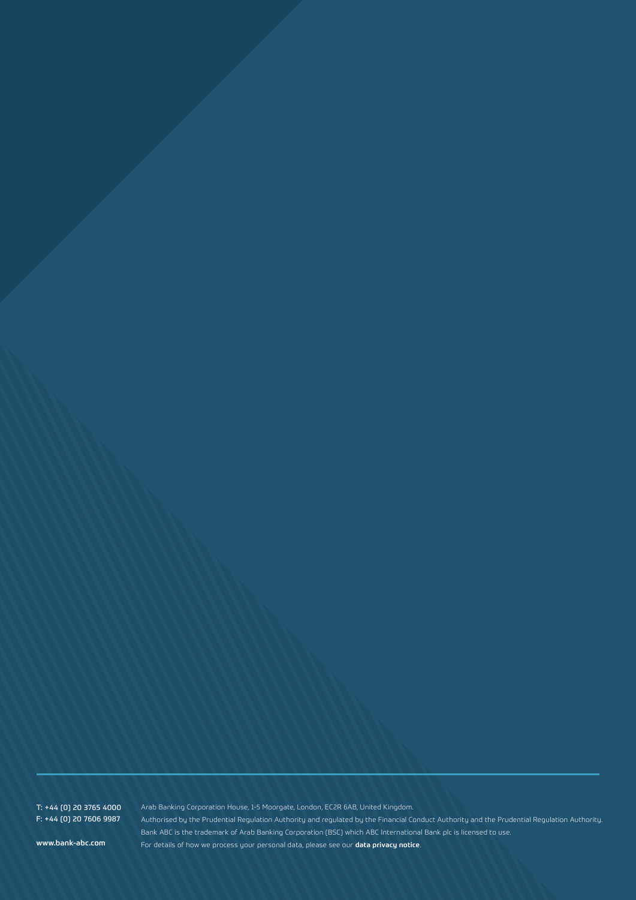T: +44 (0) 20 3765 4000
F: +44 (0) 20 7606 9987

www.bank-abc.com

Arab Banking Corporation House, 1-5 Moorgate, London, EC2R 6AB, United Kingdom.
Authorised by the Prudential Regulation Authority and regulated by the Financial Conduct Authority and the Prudential Regulation Authority.
Bank ABC is the trademark of Arab Banking Corporation (BSC) which ABC International Bank plc is licensed to use.
For details of how we process your personal data, please see our **data privacy notice**.